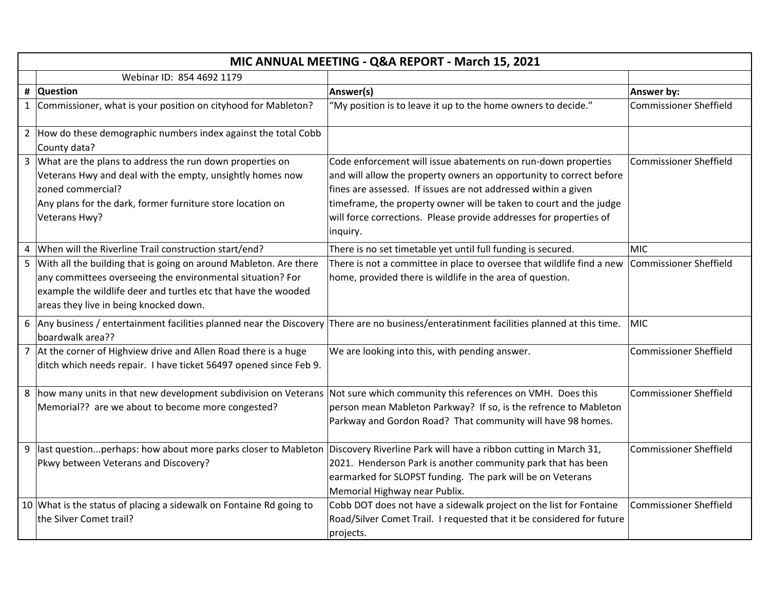# MIC ANNUAL MEETING - Q&A REPORT - March 15, 2021

Webinar ID: 854 4692 1179

| # | Question | Answer(s) | Answer by: |
|---|---|---|---|
| 1 | Commissioner, what is your position on cityhood for Mableton? | "My position is to leave it up to the home owners to decide." | Commissioner Sheffield |
| 2 | How do these demographic numbers index against the total Cobb County data? | | |
| 3 | What are the plans to address the run down properties on Veterans Hwy and deal with the empty, unsightly homes now zoned commercial?<br>Any plans for the dark, former furniture store location on Veterans Hwy? | Code enforcement will issue abatements on run-down properties and will allow the property owners an opportunity to correct before fines are assessed. If issues are not addressed within a given timeframe, the property owner will be taken to court and the judge will force corrections. Please provide addresses for properties of inquiry. | Commissioner Sheffield |
| 4 | When will the Riverline Trail construction start/end? | There is no set timetable yet until full funding is secured. | MIC |
| 5 | With all the building that is going on around Mableton. Are there any committees overseeing the environmental situation? For example the wildlife deer and turtles etc that have the wooded areas they live in being knocked down. | There is not a committee in place to oversee that wildlife find a new home, provided there is wildlife in the area of question. | Commissioner Sheffield |
| 6 | Any business / entertainment facilities planned near the Discovery boardwalk area?? | There are no business/enteratinment facilities planned at this time. | MIC |
| 7 | At the corner of Highview drive and Allen Road there is a huge ditch which needs repair. I have ticket 56497 opened since Feb 9. | We are looking into this, with pending answer. | Commissioner Sheffield |
| 8 | how many units in that new development subdivision on Veterans Memorial?? are we about to become more congested? | Not sure which community this references on VMH. Does this person mean Mableton Parkway? If so, is the refrence to Mableton Parkway and Gordon Road? That community will have 98 homes. | Commissioner Sheffield |
| 9 | last question...perhaps: how about more parks closer to Mableton Pkwy between Veterans and Discovery? | Discovery Riverline Park will have a ribbon cutting in March 31, 2021. Henderson Park is another community park that has been earmarked for SLOPST funding. The park will be on Veterans Memorial Highway near Publix. | Commissioner Sheffield |
| 10 | What is the status of placing a sidewalk on Fontaine Rd going to the Silver Comet trail? | Cobb DOT does not have a sidewalk project on the list for Fontaine Road/Silver Comet Trail. I requested that it be considered for future projects. | Commissioner Sheffield |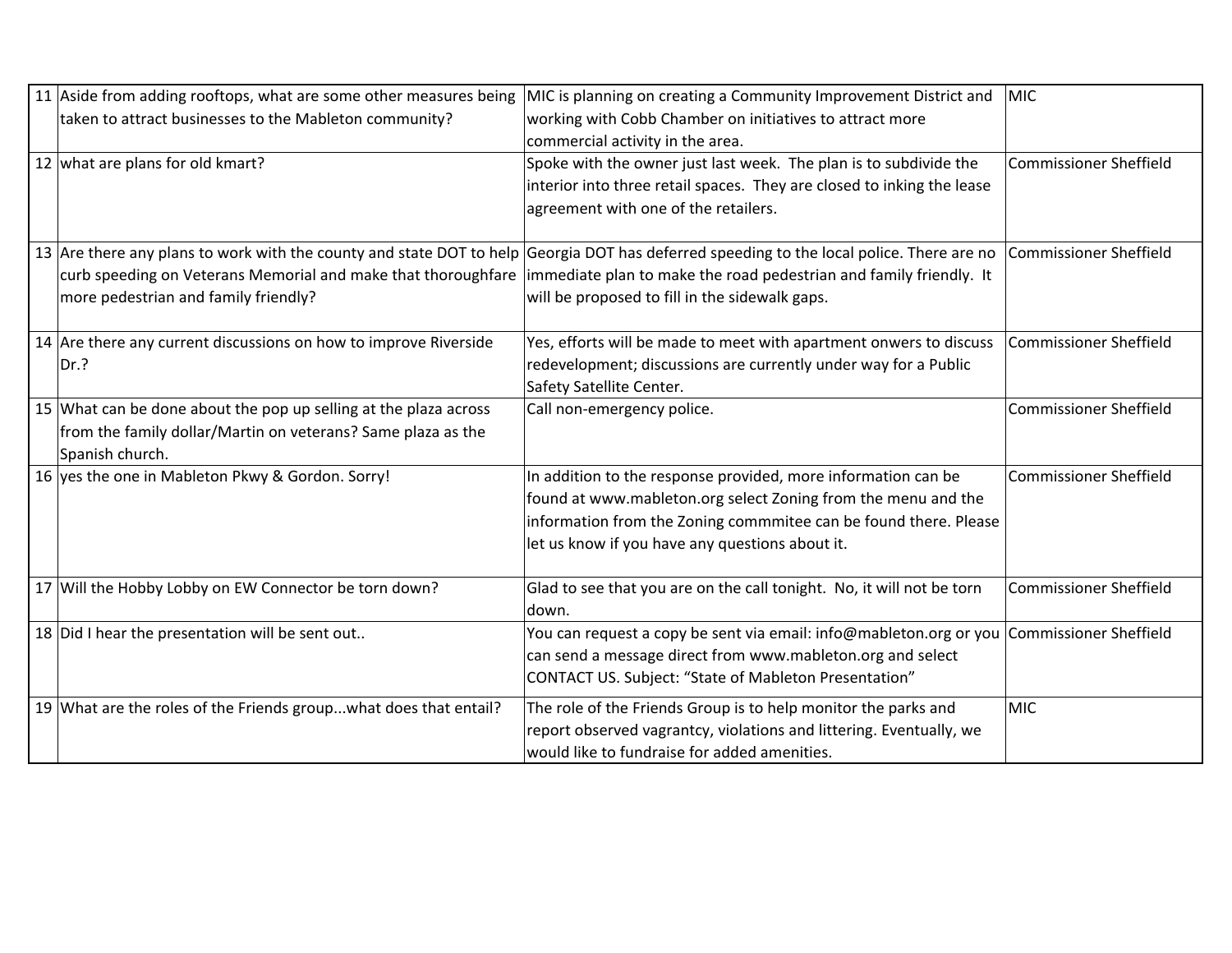| | | | |
|---|---|---|---|
| 11 | Aside from adding rooftops, what are some other measures being taken to attract businesses to the Mableton community? | MIC is planning on creating a Community Improvement District and working with Cobb Chamber on initiatives to attract more commercial activity in the area. | MIC |
| 12 | what are plans for old kmart? | Spoke with the owner just last week. The plan is to subdivide the interior into three retail spaces. They are closed to inking the lease agreement with one of the retailers. | Commissioner Sheffield |
| 13 | Are there any plans to work with the county and state DOT to help curb speeding on Veterans Memorial and make that thoroughfare more pedestrian and family friendly? | Georgia DOT has deferred speeding to the local police. There are no immediate plan to make the road pedestrian and family friendly. It will be proposed to fill in the sidewalk gaps. | Commissioner Sheffield |
| 14 | Are there any current discussions on how to improve Riverside Dr.? | Yes, efforts will be made to meet with apartment onwers to discuss redevelopment; discussions are currently under way for a Public Safety Satellite Center. | Commissioner Sheffield |
| 15 | What can be done about the pop up selling at the plaza across from the family dollar/Martin on veterans? Same plaza as the Spanish church. | Call non-emergency police. | Commissioner Sheffield |
| 16 | yes the one in Mableton Pkwy & Gordon. Sorry! | In addition to the response provided, more information can be found at www.mableton.org select Zoning from the menu and the information from the Zoning commmitee can be found there. Please let us know if you have any questions about it. | Commissioner Sheffield |
| 17 | Will the Hobby Lobby on EW Connector be torn down? | Glad to see that you are on the call tonight. No, it will not be torn down. | Commissioner Sheffield |
| 18 | Did I hear the presentation will be sent out.. | You can request a copy be sent via email: info@mableton.org or you can send a message direct from www.mableton.org and select CONTACT US. Subject: "State of Mableton Presentation" | Commissioner Sheffield |
| 19 | What are the roles of the Friends group...what does that entail? | The role of the Friends Group is to help monitor the parks and report observed vagrantcy, violations and littering. Eventually, we would like to fundraise for added amenities. | MIC |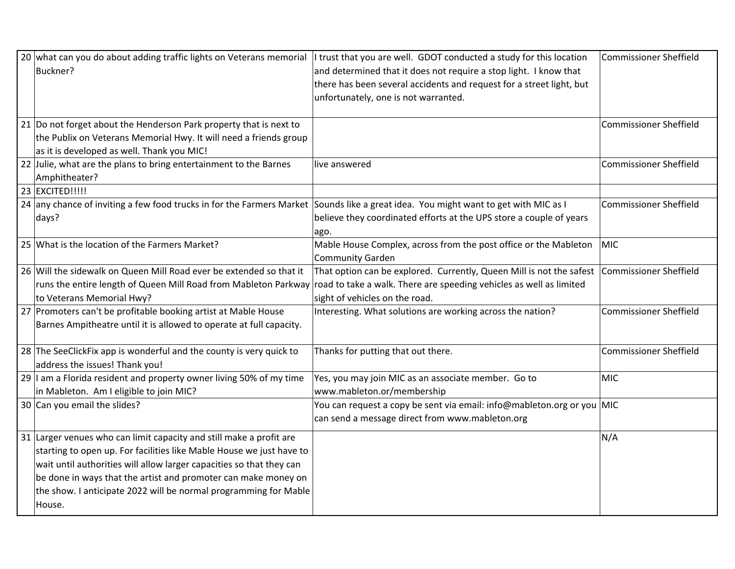| | | | |
|---|---|---|---|
| 20 | what can you do about adding traffic lights on Veterans memorial Buckner? | I trust that you are well. GDOT conducted a study for this location and determined that it does not require a stop light. I know that there has been several accidents and request for a street light, but unfortunately, one is not warranted. | Commissioner Sheffield |
| 21 | Do not forget about the Henderson Park property that is next to the Publix on Veterans Memorial Hwy. It will need a friends group as it is developed as well. Thank you MIC! | | Commissioner Sheffield |
| 22 | Julie, what are the plans to bring entertainment to the Barnes Amphitheater? | live answered | Commissioner Sheffield |
| 23 | EXCITED!!!!! | | |
| 24 | any chance of inviting a few food trucks in for the Farmers Market days? | Sounds like a great idea. You might want to get with MIC as I believe they coordinated efforts at the UPS store a couple of years ago. | Commissioner Sheffield |
| 25 | What is the location of the Farmers Market? | Mable House Complex, across from the post office or the Mableton Community Garden | MIC |
| 26 | Will the sidewalk on Queen Mill Road ever be extended so that it runs the entire length of Queen Mill Road from Mableton Parkway to Veterans Memorial Hwy? | That option can be explored. Currently, Queen Mill is not the safest road to take a walk. There are speeding vehicles as well as limited sight of vehicles on the road. | Commissioner Sheffield |
| 27 | Promoters can't be profitable booking artist at Mable House Barnes Ampitheatre until it is allowed to operate at full capacity. | Interesting. What solutions are working across the nation? | Commissioner Sheffield |
| 28 | The SeeClickFix app is wonderful and the county is very quick to address the issues! Thank you! | Thanks for putting that out there. | Commissioner Sheffield |
| 29 | I am a Florida resident and property owner living 50% of my time in Mableton. Am I eligible to join MIC? | Yes, you may join MIC as an associate member. Go to www.mableton.or/membership | MIC |
| 30 | Can you email the slides? | You can request a copy be sent via email: info@mableton.org or you can send a message direct from www.mableton.org | MIC |
| 31 | Larger venues who can limit capacity and still make a profit are starting to open up. For facilities like Mable House we just have to wait until authorities will allow larger capacities so that they can be done in ways that the artist and promoter can make money on the show. I anticipate 2022 will be normal programming for Mable House. | | N/A |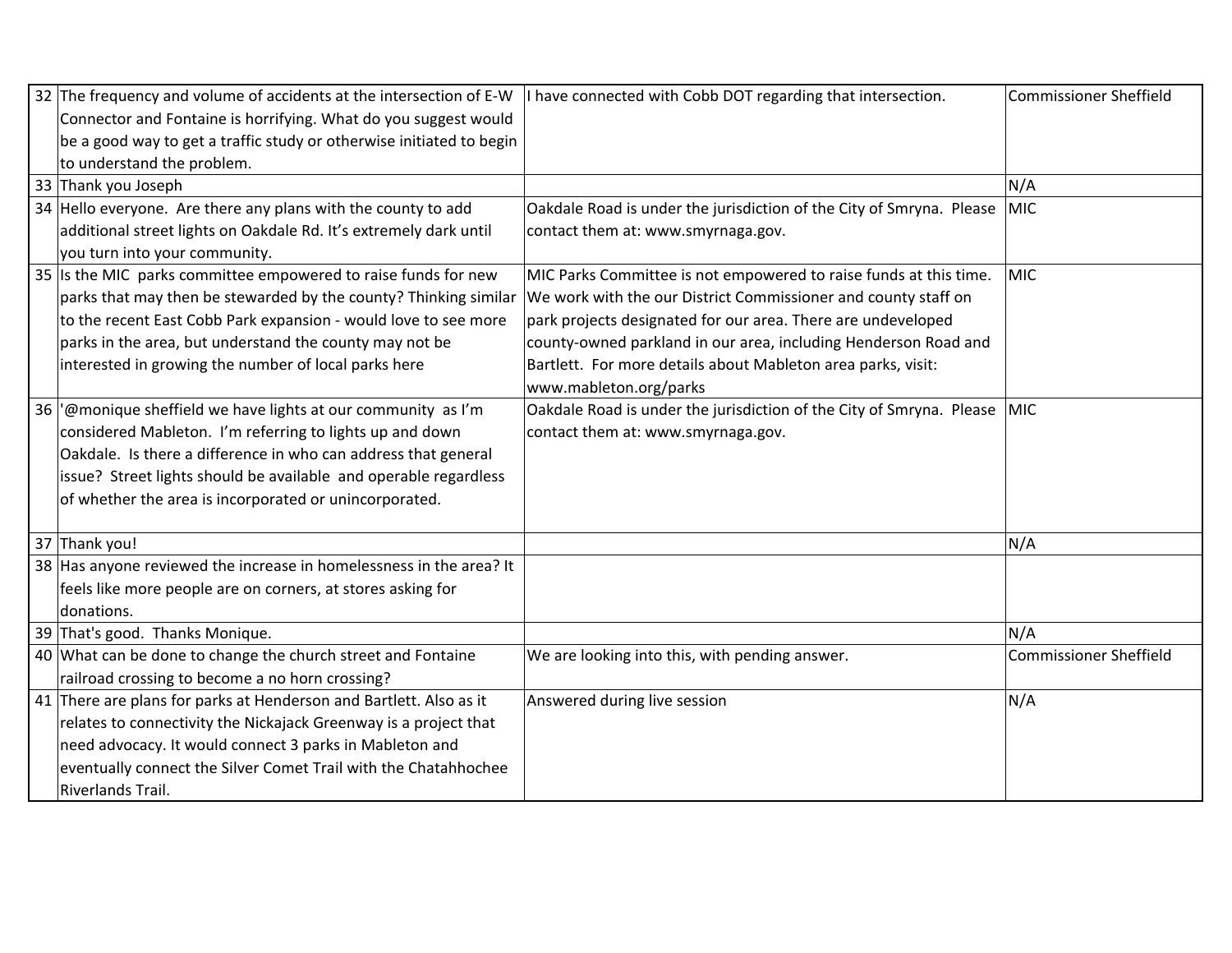| | | | |
|---|---|---|---|
| 32 | The frequency and volume of accidents at the intersection of E-W Connector and Fontaine is horrifying. What do you suggest would be a good way to get a traffic study or otherwise initiated to begin to understand the problem. | I have connected with Cobb DOT regarding that intersection. | Commissioner Sheffield |
| 33 | Thank you Joseph | | N/A |
| 34 | Hello everyone. Are there any plans with the county to add additional street lights on Oakdale Rd. It's extremely dark until you turn into your community. | Oakdale Road is under the jurisdiction of the City of Smryna. Please contact them at: www.smyrnaga.gov. | MIC |
| 35 | Is the MIC parks committee empowered to raise funds for new parks that may then be stewarded by the county? Thinking similar to the recent East Cobb Park expansion - would love to see more parks in the area, but understand the county may not be interested in growing the number of local parks here | MIC Parks Committee is not empowered to raise funds at this time. We work with the our District Commissioner and county staff on park projects designated for our area. There are undeveloped county-owned parkland in our area, including Henderson Road and Bartlett. For more details about Mableton area parks, visit: www.mableton.org/parks | MIC |
| 36 | '@monique sheffield we have lights at our community as I'm considered Mableton. I'm referring to lights up and down Oakdale. Is there a difference in who can address that general issue? Street lights should be available and operable regardless of whether the area is incorporated or unincorporated. | Oakdale Road is under the jurisdiction of the City of Smryna. Please contact them at: www.smyrnaga.gov. | MIC |
| 37 | Thank you! | | N/A |
| 38 | Has anyone reviewed the increase in homelessness in the area? It feels like more people are on corners, at stores asking for donations. | | |
| 39 | That's good. Thanks Monique. | | N/A |
| 40 | What can be done to change the church street and Fontaine railroad crossing to become a no horn crossing? | We are looking into this, with pending answer. | Commissioner Sheffield |
| 41 | There are plans for parks at Henderson and Bartlett. Also as it relates to connectivity the Nickajack Greenway is a project that need advocacy. It would connect 3 parks in Mableton and eventually connect the Silver Comet Trail with the Chatahhochee Riverlands Trail. | Answered during live session | N/A |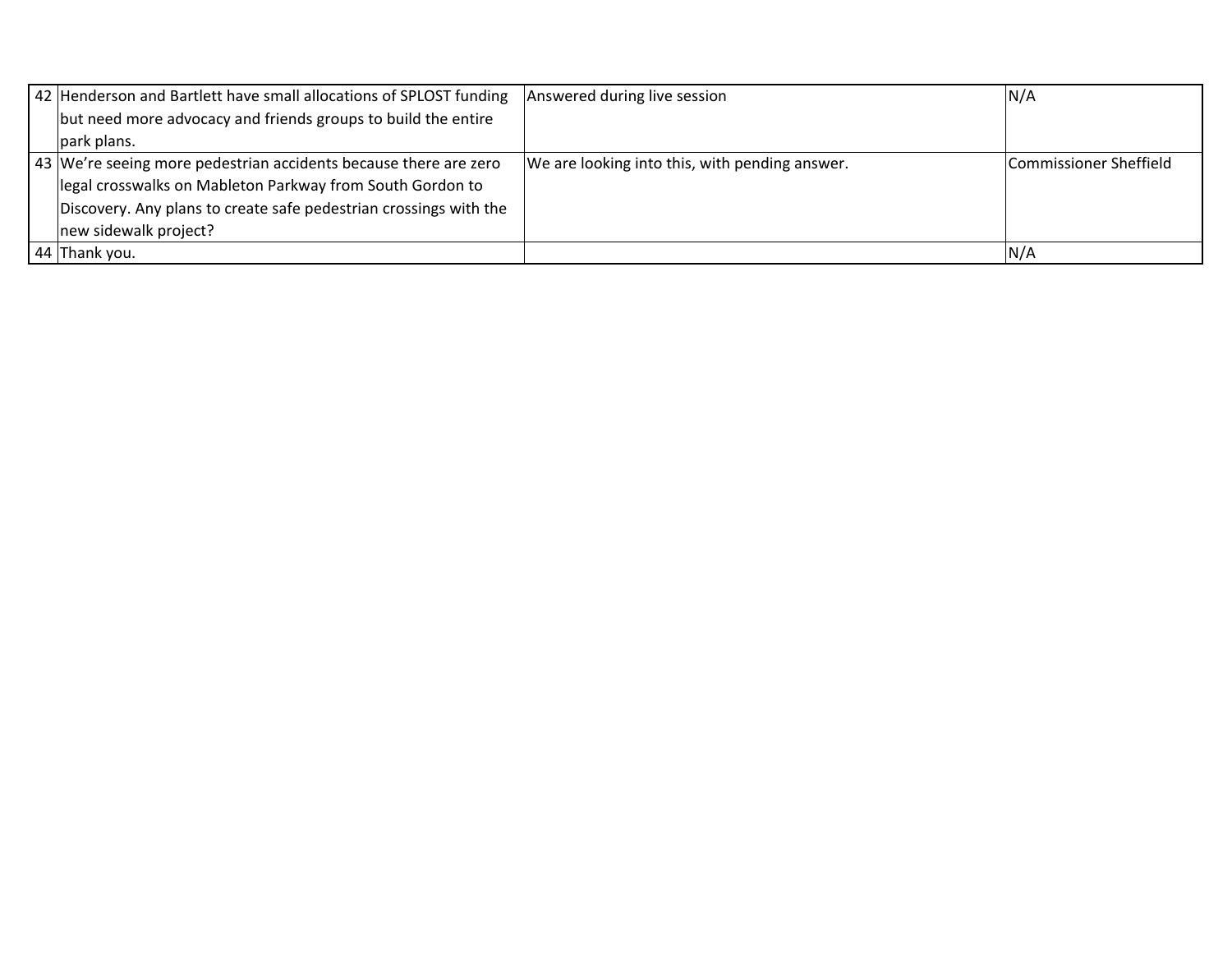| | | | |
|---|---|---|---|
| 42 | Henderson and Bartlett have small allocations of SPLOST funding but need more advocacy and friends groups to build the entire park plans. | Answered during live session | N/A |
| 43 | We're seeing more pedestrian accidents because there are zero legal crosswalks on Mableton Parkway from South Gordon to Discovery. Any plans to create safe pedestrian crossings with the new sidewalk project? | We are looking into this, with pending answer. | Commissioner Sheffield |
| 44 | Thank you. | | N/A |